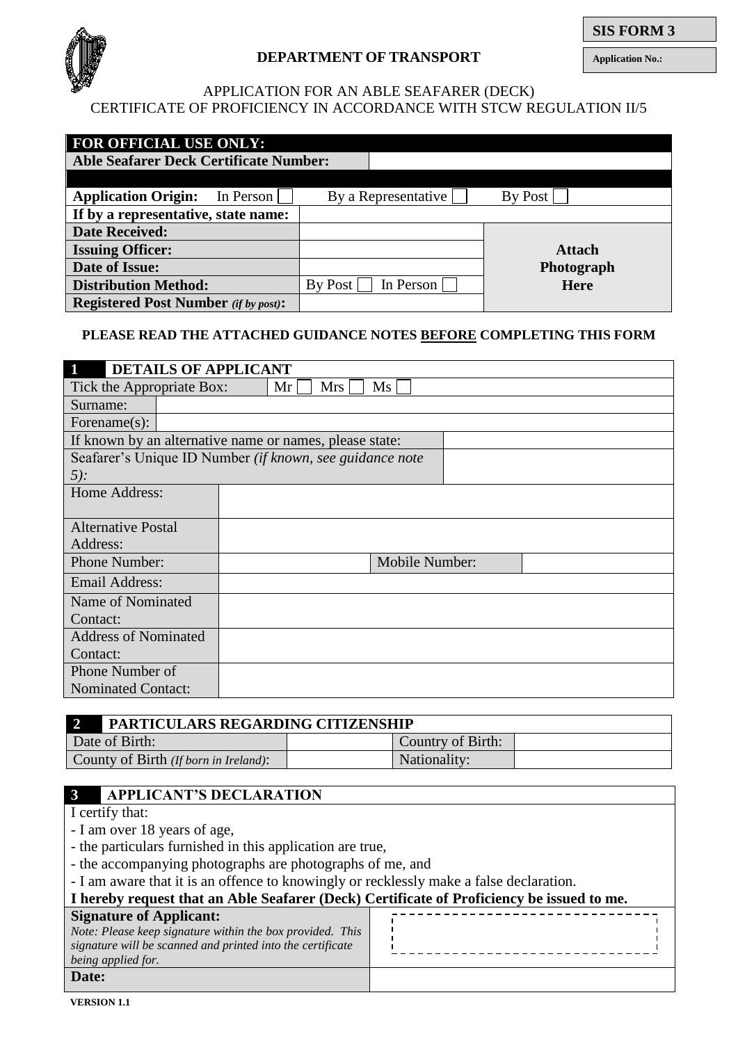**SIS FORM 3**

**Application No.:**

**DEPARTMENT OF TRANSPORT**

APPLICATION FOR AN ABLE SEAFARER (DECK) CERTIFICATE OF PROFICIENCY IN ACCORDANCE WITH STCW REGULATION II/5

| **FOR OFFICIAL USE ONLY:** | | |
|---|---|---|
| **Able Seafarer Deck Certificate Number:** | | |
| **Application Origin:** In Person ☐ | By a Representative ☐ | By Post ☐ |
| **If by a representative, state name:** | | |
| **Date Received:** | | **Attach Photograph Here** |
| **Issuing Officer:** | | |
| **Date of Issue:** | | |
| **Distribution Method:** | By Post ☐ In Person ☐ | |
| **Registered Post Number** *(if by post)***:** | | |

**PLEASE READ THE ATTACHED GUIDANCE NOTES BEFORE COMPLETING THIS FORM**

| **1 DETAILS OF APPLICANT** | | | |
|---|---|---|---|
| Tick the Appropriate Box: | Mr ☐ Mrs ☐ Ms ☐ | | |
| Surname: | | | |
| Forename(s): | | | |
| If known by an alternative name or names, please state: | | | |
| Seafarer's Unique ID Number *(if known, see guidance note 5)*: | | | |
| Home Address: | | | |
| Alternative Postal Address: | | | |
| Phone Number: | | Mobile Number: | |
| Email Address: | | | |
| Name of Nominated Contact: | | | |
| Address of Nominated Contact: | | | |
| Phone Number of Nominated Contact: | | | |

| **2 PARTICULARS REGARDING CITIZENSHIP** | | | |
|---|---|---|---|
| Date of Birth: | | Country of Birth: | |
| County of Birth *(If born in Ireland)*: | | Nationality: | |

**3 APPLICANT'S DECLARATION**

I certify that:

- I am over 18 years of age,
- the particulars furnished in this application are true,
- the accompanying photographs are photographs of me, and
- I am aware that it is an offence to knowingly or recklessly make a false declaration.

**I hereby request that an Able Seafarer (Deck) Certificate of Proficiency be issued to me.**

| | |
|---|---|
| **Signature of Applicant:** *Note: Please keep signature within the box provided. This signature will be scanned and printed into the certificate being applied for.* | |
| **Date:** | |

**VERSION 1.1**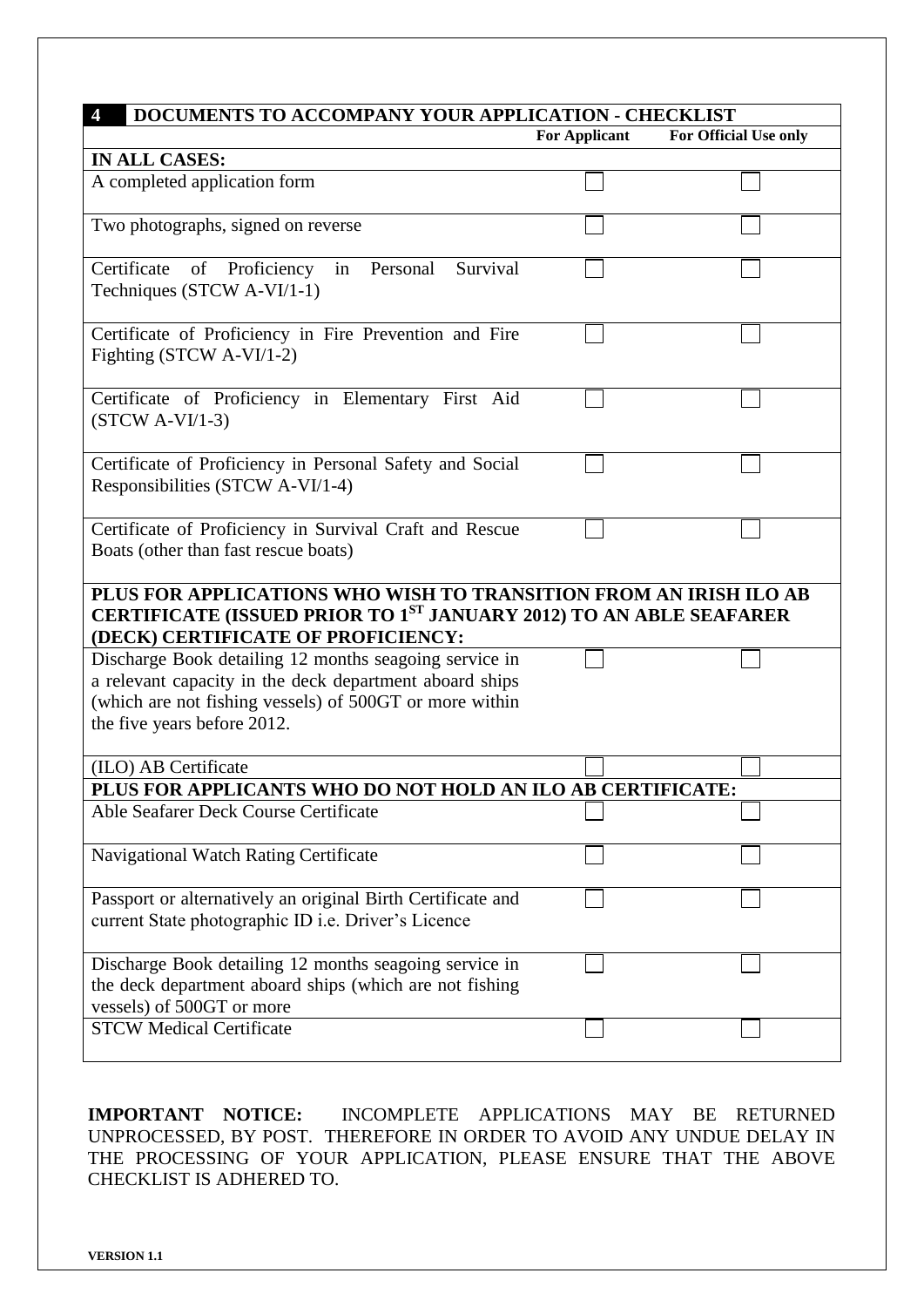| 4 DOCUMENTS TO ACCOMPANY YOUR APPLICATION - CHECKLIST | | |
|---|---|---|
| | **For Applicant** | **For Official Use only** |
| **IN ALL CASES:** | | |
| A completed application form | ☐ | ☐ |
| Two photographs, signed on reverse | ☐ | ☐ |
| Certificate of Proficiency in Personal Survival Techniques (STCW A-VI/1-1) | ☐ | ☐ |
| Certificate of Proficiency in Fire Prevention and Fire Fighting (STCW A-VI/1-2) | ☐ | ☐ |
| Certificate of Proficiency in Elementary First Aid (STCW A-VI/1-3) | ☐ | ☐ |
| Certificate of Proficiency in Personal Safety and Social Responsibilities (STCW A-VI/1-4) | ☐ | ☐ |
| Certificate of Proficiency in Survival Craft and Rescue Boats (other than fast rescue boats) | ☐ | ☐ |
| **PLUS FOR APPLICATIONS WHO WISH TO TRANSITION FROM AN IRISH ILO AB CERTIFICATE (ISSUED PRIOR TO 1ST JANUARY 2012) TO AN ABLE SEAFARER (DECK) CERTIFICATE OF PROFICIENCY:** | | |
| Discharge Book detailing 12 months seagoing service in a relevant capacity in the deck department aboard ships (which are not fishing vessels) of 500GT or more within the five years before 2012. | ☐ | ☐ |
| (ILO) AB Certificate | ☐ | ☐ |
| **PLUS FOR APPLICANTS WHO DO NOT HOLD AN ILO AB CERTIFICATE:** | | |
| Able Seafarer Deck Course Certificate | ☐ | ☐ |
| Navigational Watch Rating Certificate | ☐ | ☐ |
| Passport or alternatively an original Birth Certificate and current State photographic ID i.e. Driver's Licence | ☐ | ☐ |
| Discharge Book detailing 12 months seagoing service in the deck department aboard ships (which are not fishing vessels) of 500GT or more | ☐ | ☐ |
| STCW Medical Certificate | ☐ | ☐ |

**IMPORTANT NOTICE:** INCOMPLETE APPLICATIONS MAY BE RETURNED UNPROCESSED, BY POST. THEREFORE IN ORDER TO AVOID ANY UNDUE DELAY IN THE PROCESSING OF YOUR APPLICATION, PLEASE ENSURE THAT THE ABOVE CHECKLIST IS ADHERED TO.

**VERSION 1.1**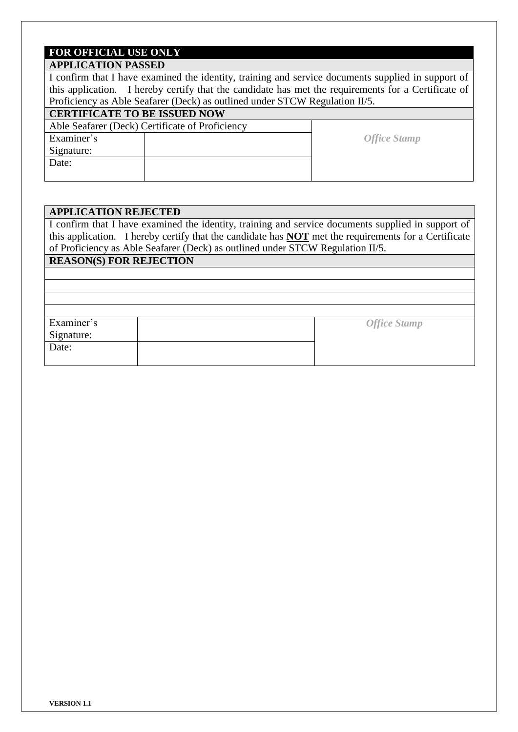## FOR OFFICIAL USE ONLY

### APPLICATION PASSED

I confirm that I have examined the identity, training and service documents supplied in support of this application. I hereby certify that the candidate has met the requirements for a Certificate of Proficiency as Able Seafarer (Deck) as outlined under STCW Regulation II/5.

### CERTIFICATE TO BE ISSUED NOW

| Able Seafarer (Deck) Certificate of Proficiency | | *Office Stamp* |
|---|---|---|
| Examiner's Signature: | | |
| Date: | | |

### APPLICATION REJECTED

I confirm that I have examined the identity, training and service documents supplied in support of this application. I hereby certify that the candidate has **NOT** met the requirements for a Certificate of Proficiency as Able Seafarer (Deck) as outlined under STCW Regulation II/5.

### REASON(S) FOR REJECTION

| | | |
|---|---|---|
| | | |
| | | |
| | | |
| | | |
| Examiner's Signature: | | *Office Stamp* |
| Date: | | |

**VERSION 1.1**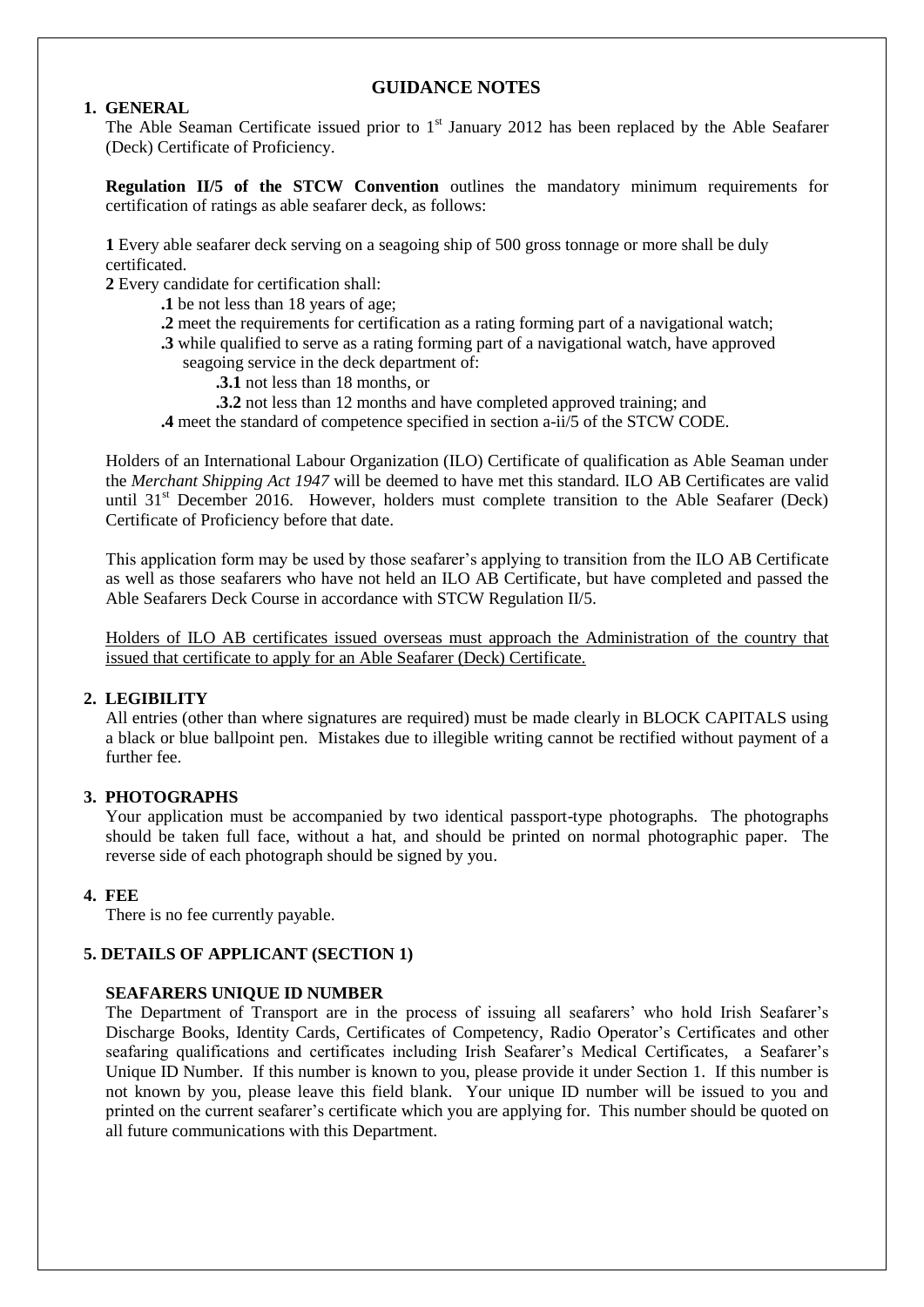## GUIDANCE NOTES

### 1. GENERAL

The Able Seaman Certificate issued prior to 1st January 2012 has been replaced by the Able Seafarer (Deck) Certificate of Proficiency.

**Regulation II/5 of the STCW Convention** outlines the mandatory minimum requirements for certification of ratings as able seafarer deck, as follows:

**1** Every able seafarer deck serving on a seagoing ship of 500 gross tonnage or more shall be duly certificated.

**2** Every candidate for certification shall:

- **.1** be not less than 18 years of age;
- **.2** meet the requirements for certification as a rating forming part of a navigational watch;
- **.3** while qualified to serve as a rating forming part of a navigational watch, have approved seagoing service in the deck department of:
  - **.3.1** not less than 18 months, or
  - **.3.2** not less than 12 months and have completed approved training; and
- **.4** meet the standard of competence specified in section a-ii/5 of the STCW CODE.

Holders of an International Labour Organization (ILO) Certificate of qualification as Able Seaman under the *Merchant Shipping Act 1947* will be deemed to have met this standard. ILO AB Certificates are valid until 31st December 2016. However, holders must complete transition to the Able Seafarer (Deck) Certificate of Proficiency before that date.

This application form may be used by those seafarer's applying to transition from the ILO AB Certificate as well as those seafarers who have not held an ILO AB Certificate, but have completed and passed the Able Seafarers Deck Course in accordance with STCW Regulation II/5.

Holders of ILO AB certificates issued overseas must approach the Administration of the country that issued that certificate to apply for an Able Seafarer (Deck) Certificate.

### 2. LEGIBILITY

All entries (other than where signatures are required) must be made clearly in BLOCK CAPITALS using a black or blue ballpoint pen. Mistakes due to illegible writing cannot be rectified without payment of a further fee.

### 3. PHOTOGRAPHS

Your application must be accompanied by two identical passport-type photographs. The photographs should be taken full face, without a hat, and should be printed on normal photographic paper. The reverse side of each photograph should be signed by you.

### 4. FEE

There is no fee currently payable.

### 5. DETAILS OF APPLICANT (SECTION 1)

**SEAFARERS UNIQUE ID NUMBER**

The Department of Transport are in the process of issuing all seafarers' who hold Irish Seafarer's Discharge Books, Identity Cards, Certificates of Competency, Radio Operator's Certificates and other seafaring qualifications and certificates including Irish Seafarer's Medical Certificates, a Seafarer's Unique ID Number. If this number is known to you, please provide it under Section 1. If this number is not known by you, please leave this field blank. Your unique ID number will be issued to you and printed on the current seafarer's certificate which you are applying for. This number should be quoted on all future communications with this Department.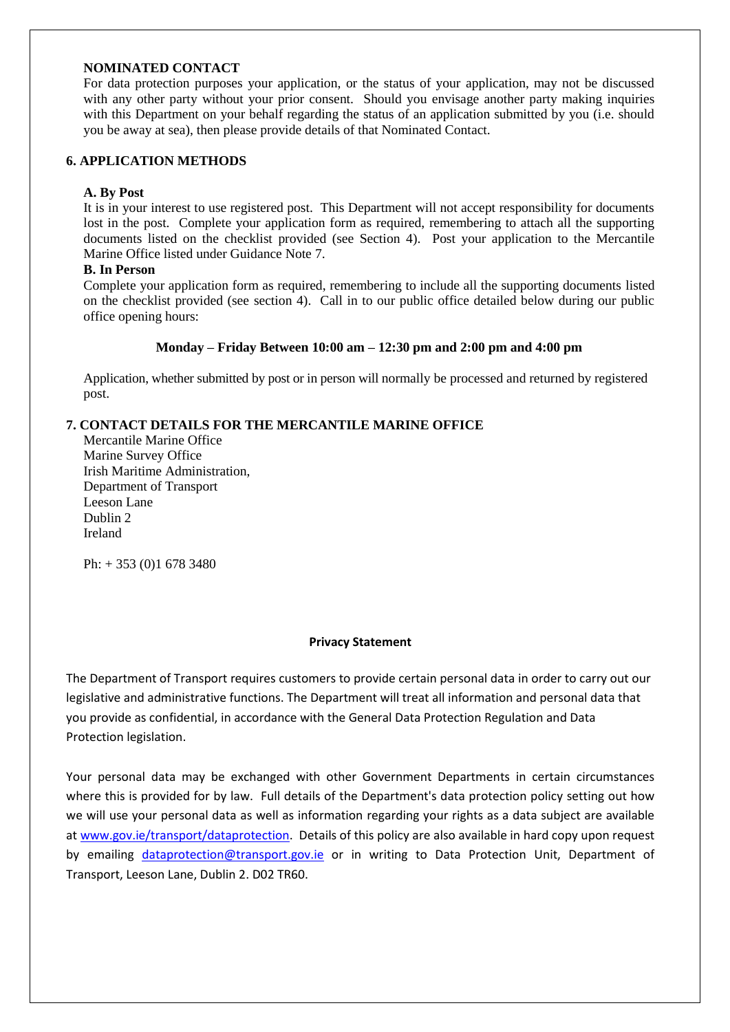**NOMINATED CONTACT**

For data protection purposes your application, or the status of your application, may not be discussed with any other party without your prior consent. Should you envisage another party making inquiries with this Department on your behalf regarding the status of an application submitted by you (i.e. should you be away at sea), then please provide details of that Nominated Contact.

## 6. APPLICATION METHODS

**A. By Post**

It is in your interest to use registered post. This Department will not accept responsibility for documents lost in the post. Complete your application form as required, remembering to attach all the supporting documents listed on the checklist provided (see Section 4). Post your application to the Mercantile Marine Office listed under Guidance Note 7.

**B. In Person**

Complete your application form as required, remembering to include all the supporting documents listed on the checklist provided (see section 4). Call in to our public office detailed below during our public office opening hours:

**Monday – Friday Between 10:00 am – 12:30 pm and 2:00 pm and 4:00 pm**

Application, whether submitted by post or in person will normally be processed and returned by registered post.

## 7. CONTACT DETAILS FOR THE MERCANTILE MARINE OFFICE

Mercantile Marine Office
Marine Survey Office
Irish Maritime Administration,
Department of Transport
Leeson Lane
Dublin 2
Ireland

Ph: + 353 (0)1 678 3480

**Privacy Statement**

The Department of Transport requires customers to provide certain personal data in order to carry out our legislative and administrative functions. The Department will treat all information and personal data that you provide as confidential, in accordance with the General Data Protection Regulation and Data Protection legislation.

Your personal data may be exchanged with other Government Departments in certain circumstances where this is provided for by law. Full details of the Department's data protection policy setting out how we will use your personal data as well as information regarding your rights as a data subject are available at www.gov.ie/transport/dataprotection. Details of this policy are also available in hard copy upon request by emailing dataprotection@transport.gov.ie or in writing to Data Protection Unit, Department of Transport, Leeson Lane, Dublin 2. D02 TR60.